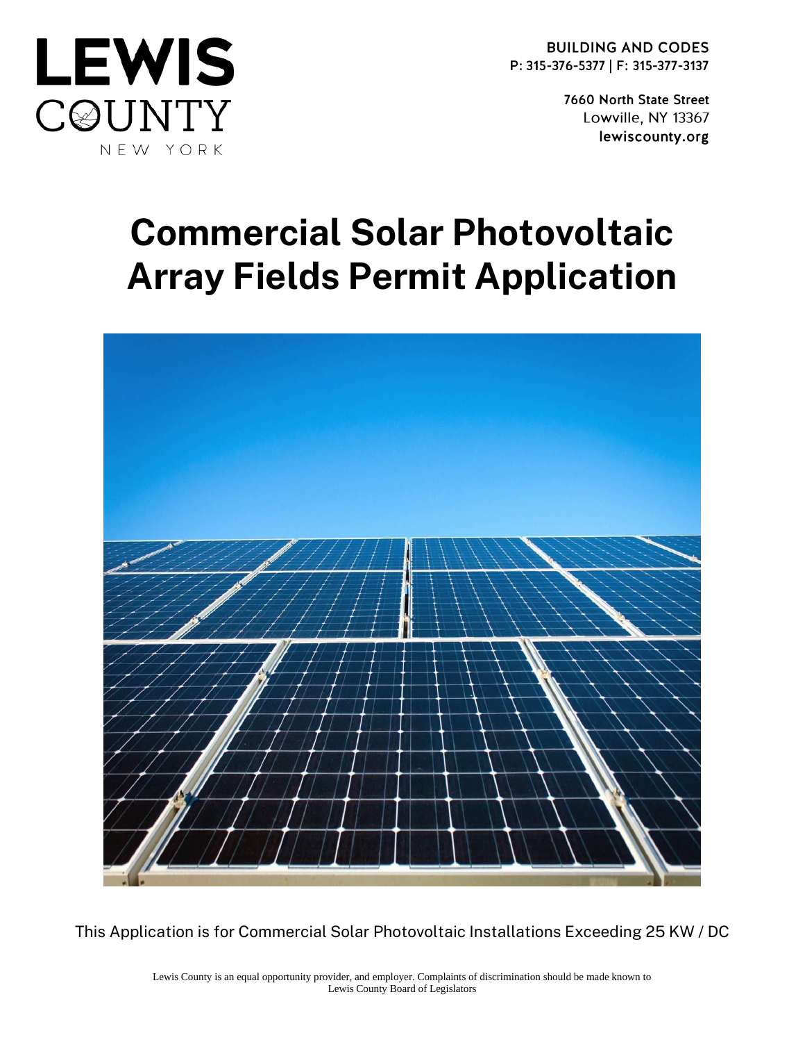# LEWIS COUNTY

NEW YORK

**BUILDING AND CODES**
**P: 315-376-5377 | F: 315-377-3137**

**7660 North State Street**
Lowville, NY 13367
**lewiscounty.org**

# Commercial Solar Photovoltaic Array Fields Permit Application

This Application is for Commercial Solar Photovoltaic Installations Exceeding 25 KW / DC

Lewis County is an equal opportunity provider, and employer. Complaints of discrimination should be made known to Lewis County Board of Legislators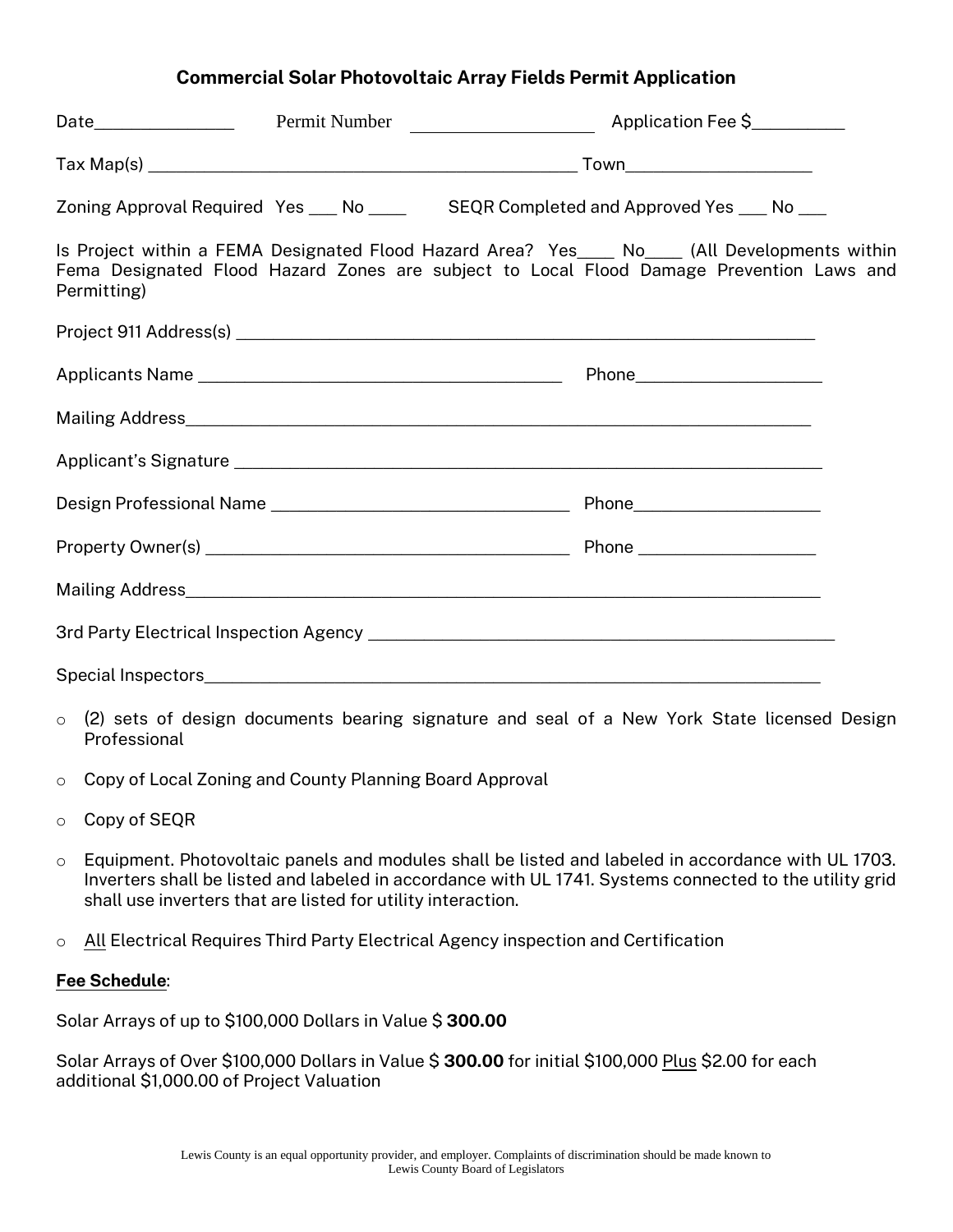## Commercial Solar Photovoltaic Array Fields Permit Application

Date_______________ Permit Number ____________________ Application Fee $__________

Tax Map(s) ______________________________________________ Town____________________

Zoning Approval Required Yes ___ No ____ SEQR Completed and Approved Yes ___ No ___

Is Project within a FEMA Designated Flood Hazard Area? Yes____ No____ (All Developments within Fema Designated Flood Hazard Zones are subject to Local Flood Damage Prevention Laws and Permitting)

Project 911 Address(s) _______________________________________________________________

Applicants Name ________________________________________ Phone____________________

Mailing Address_____________________________________________________________________

Applicant's Signature _________________________________________________________________

Design Professional Name _________________________________ Phone____________________

Property Owner(s) ________________________________________ Phone ___________________

Mailing Address______________________________________________________________________

3rd Party Electrical Inspection Agency __________________________________________________

Special Inspectors____________________________________________________________________

- (2) sets of design documents bearing signature and seal of a New York State licensed Design Professional
- Copy of Local Zoning and County Planning Board Approval
- Copy of SEQR
- Equipment. Photovoltaic panels and modules shall be listed and labeled in accordance with UL 1703. Inverters shall be listed and labeled in accordance with UL 1741. Systems connected to the utility grid shall use inverters that are listed for utility interaction.
- All Electrical Requires Third Party Electrical Agency inspection and Certification

**Fee Schedule**:

Solar Arrays of up to $100,000 Dollars in Value $ **300.00**

Solar Arrays of Over $100,000 Dollars in Value $ **300.00** for initial $100,000 Plus $2.00 for each additional $1,000.00 of Project Valuation

Lewis County is an equal opportunity provider, and employer. Complaints of discrimination should be made known to Lewis County Board of Legislators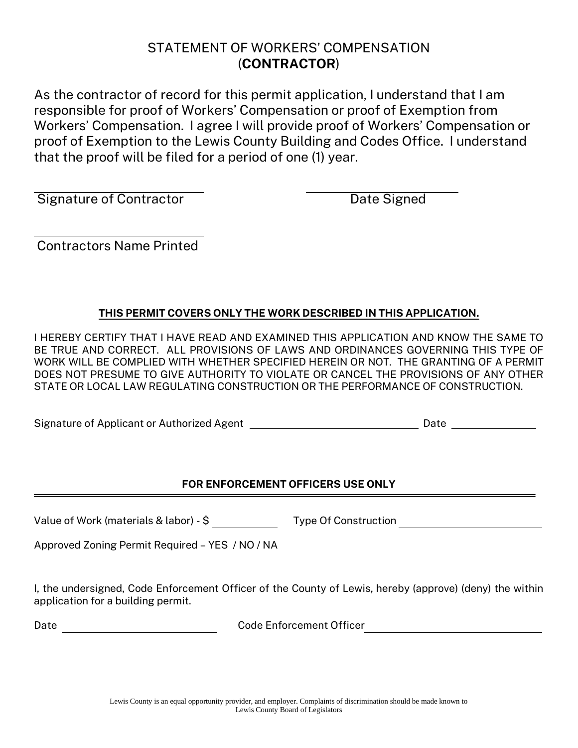# STATEMENT OF WORKERS' COMPENSATION (**CONTRACTOR**)

As the contractor of record for this permit application, I understand that I am responsible for proof of Workers' Compensation or proof of Exemption from Workers' Compensation. I agree I will provide proof of Workers' Compensation or proof of Exemption to the Lewis County Building and Codes Office. I understand that the proof will be filed for a period of one (1) year.

\_\_\_\_\_\_\_\_\_\_\_\_\_\_\_\_\_\_\_\_\_\_\_\_\_\_\_\_\_\_ &nbsp;&nbsp;&nbsp;&nbsp; \_\_\_\_\_\_\_\_\_\_\_\_\_\_\_\_\_\_\_\_\_\_\_\_
Signature of Contractor &nbsp;&nbsp;&nbsp;&nbsp; Date Signed

\_\_\_\_\_\_\_\_\_\_\_\_\_\_\_\_\_\_\_\_\_\_\_\_\_\_\_\_\_\_
Contractors Name Printed

**THIS PERMIT COVERS ONLY THE WORK DESCRIBED IN THIS APPLICATION.**

I HEREBY CERTIFY THAT I HAVE READ AND EXAMINED THIS APPLICATION AND KNOW THE SAME TO BE TRUE AND CORRECT. ALL PROVISIONS OF LAWS AND ORDINANCES GOVERNING THIS TYPE OF WORK WILL BE COMPLIED WITH WHETHER SPECIFIED HEREIN OR NOT. THE GRANTING OF A PERMIT DOES NOT PRESUME TO GIVE AUTHORITY TO VIOLATE OR CANCEL THE PROVISIONS OF ANY OTHER STATE OR LOCAL LAW REGULATING CONSTRUCTION OR THE PERFORMANCE OF CONSTRUCTION.

Signature of Applicant or Authorized Agent \_\_\_\_\_\_\_\_\_\_\_\_\_\_\_\_\_\_\_\_\_\_\_\_\_\_\_\_ Date \_\_\_\_\_\_\_\_\_\_\_\_\_\_

**FOR ENFORCEMENT OFFICERS USE ONLY**

Value of Work (materials & labor) - $ \_\_\_\_\_\_\_\_\_\_ Type Of Construction \_\_\_\_\_\_\_\_\_\_\_\_\_\_\_\_\_\_\_\_\_\_\_\_

Approved Zoning Permit Required – YES / NO / NA

I, the undersigned, Code Enforcement Officer of the County of Lewis, hereby (approve) (deny) the within application for a building permit.

Date \_\_\_\_\_\_\_\_\_\_\_\_\_\_\_\_\_\_\_\_\_\_\_\_\_\_ Code Enforcement Officer \_\_\_\_\_\_\_\_\_\_\_\_\_\_\_\_\_\_\_\_\_\_\_\_\_\_\_\_\_\_

Lewis County is an equal opportunity provider, and employer. Complaints of discrimination should be made known to Lewis County Board of Legislators